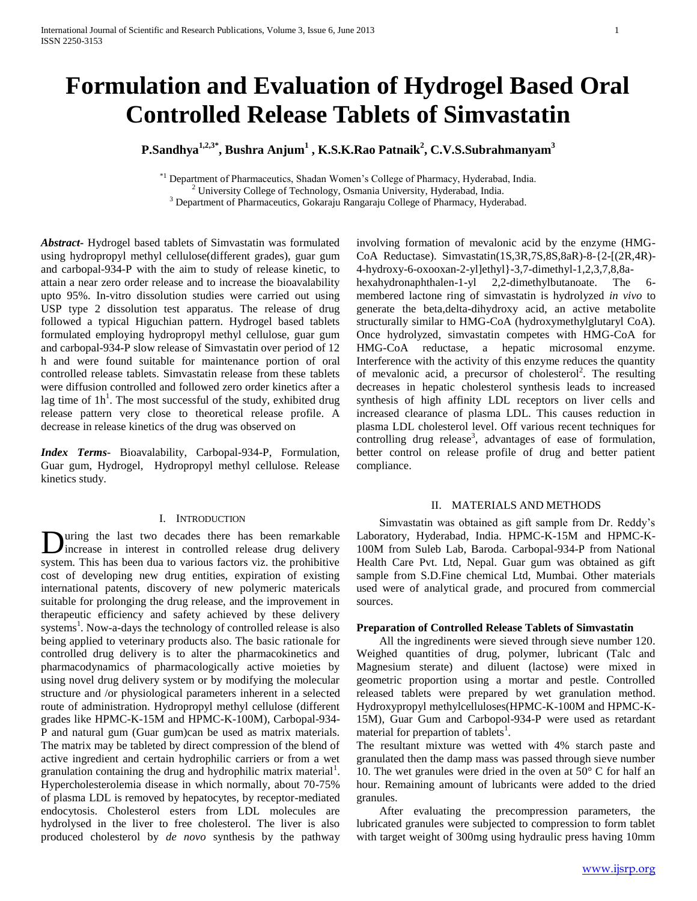# Formulation and Evaluation of Hydrogel Based Oral Controlled Release Tablets of Simvastatin

**P.Sandhya[1,2,3*], Bushra Anjum[1] , K.S.K.Rao Patnaik[2], C.V.S.Subrahmanyam[3]**

[*1] Department of Pharmaceutics, Shadan Women's College of Pharmacy, Hyderabad, India.
[2] University College of Technology, Osmania University, Hyderabad, India.
[3] Department of Pharmaceutics, Gokaraju Rangaraju College of Pharmacy, Hyderabad.

***Abstract-*** Hydrogel based tablets of Simvastatin was formulated using hydropropyl methyl cellulose(different grades), guar gum and carbopal-934-P with the aim to study of release kinetic, to attain a near zero order release and to increase the bioavalability upto 95%. In-vitro dissolution studies were carried out using USP type 2 dissolution test apparatus. The release of drug followed a typical Higuchian pattern. Hydrogel based tablets formulated employing hydropropyl methyl cellulose, guar gum and carbopal-934-P slow release of Simvastatin over period of 12 h and were found suitable for maintenance portion of oral controlled release tablets. Simvastatin release from these tablets were diffusion controlled and followed zero order kinetics after a lag time of 1h[1]. The most successful of the study, exhibited drug release pattern very close to theoretical release profile. A decrease in release kinetics of the drug was observed on

***Index Terms-*** Bioavalability, Carbopal-934-P, Formulation, Guar gum, Hydrogel, Hydropropyl methyl cellulose. Release kinetics study.

## I. Introduction

During the last two decades there has been remarkable increase in interest in controlled release drug delivery system. This has been dua to various factors viz. the prohibitive cost of developing new drug entities, expiration of existing international patents, discovery of new polymeric matericals suitable for prolonging the drug release, and the improvement in therapeutic efficiency and safety achieved by these delivery systems[1]. Now-a-days the technology of controlled release is also being applied to veterinary products also. The basic rationale for controlled drug delivery is to alter the pharmacokinetics and pharmacodynamics of pharmacologically active moieties by using novel drug delivery system or by modifying the molecular structure and /or physiological parameters inherent in a selected route of administration. Hydropropyl methyl cellulose (different grades like HPMC-K-15M and HPMC-K-100M), Carbopal-934-P and natural gum (Guar gum)can be used as matrix materials. The matrix may be tableted by direct compression of the blend of active ingredient and certain hydrophilic carriers or from a wet granulation containing the drug and hydrophilic matrix material[1]. Hypercholesterolemia disease in which normally, about 70-75% of plasma LDL is removed by hepatocytes, by receptor-mediated endocytosis. Cholesterol esters from LDL molecules are hydrolysed in the liver to free cholesterol. The liver is also produced cholesterol by *de novo* synthesis by the pathway involving formation of mevalonic acid by the enzyme (HMG-CoA Reductase). Simvastatin(1S,3R,7S,8S,8aR)-8-{2-[(2R,4R)-4-hydroxy-6-oxooxan-2-yl]ethyl}-3,7-dimethyl-1,2,3,7,8,8a-hexahydronaphthalen-1-yl 2,2-dimethylbutanoate. The 6-membered lactone ring of simvastatin is hydrolyzed *in vivo* to generate the beta,delta-dihydroxy acid, an active metabolite structurally similar to HMG-CoA (hydroxymethylglutaryl CoA). Once hydrolyzed, simvastatin competes with HMG-CoA for HMG-CoA reductase, a hepatic microsomal enzyme. Interference with the activity of this enzyme reduces the quantity of mevalonic acid, a precursor of cholesterol[2]. The resulting decreases in hepatic cholesterol synthesis leads to increased synthesis of high affinity LDL receptors on liver cells and increased clearance of plasma LDL. This causes reduction in plasma LDL cholesterol level. Off various recent techniques for controlling drug release[3], advantages of ease of formulation, better control on release profile of drug and better patient compliance.

## II. Materials and Methods

Simvastatin was obtained as gift sample from Dr. Reddy's Laboratory, Hyderabad, India. HPMC-K-15M and HPMC-K-100M from Suleb Lab, Baroda. Carbopal-934-P from National Health Care Pvt. Ltd, Nepal. Guar gum was obtained as gift sample from S.D.Fine chemical Ltd, Mumbai. Other materials used were of analytical grade, and procured from commercial sources.

### Preparation of Controlled Release Tablets of Simvastatin

All the ingredinents were sieved through sieve number 120. Weighed quantities of drug, polymer, lubricant (Talc and Magnesium sterate) and diluent (lactose) were mixed in geometric proportion using a mortar and pestle. Controlled released tablets were prepared by wet granulation method. Hydroxypropyl methylcelluloses(HPMC-K-100M and HPMC-K-15M), Guar Gum and Carbopol-934-P were used as retardant material for prepartion of tablets[1].

The resultant mixture was wetted with 4% starch paste and granulated then the damp mass was passed through sieve number 10. The wet granules were dried in the oven at 50° C for half an hour. Remaining amount of lubricants were added to the dried granules.

After evaluating the precompression parameters, the lubricated granules were subjected to compression to form tablet with target weight of 300mg using hydraulic press having 10mm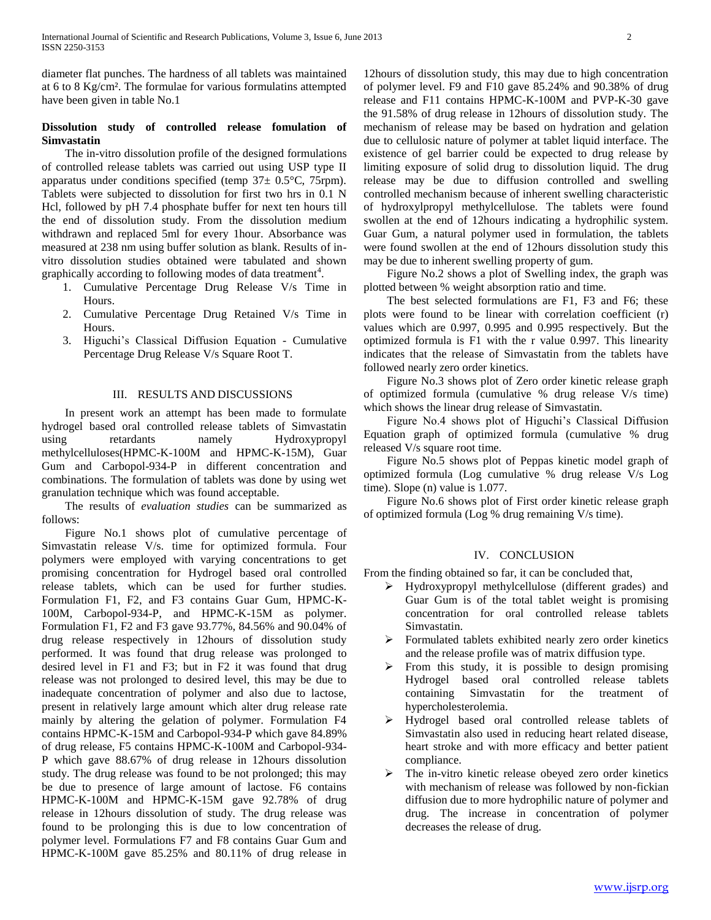diameter flat punches. The hardness of all tablets was maintained at 6 to 8 Kg/cm². The formulae for various formulatins attempted have been given in table No.1

### Dissolution study of controlled release fomulation of Simvastatin

The in-vitro dissolution profile of the designed formulations of controlled release tablets was carried out using USP type II apparatus under conditions specified (temp 37± 0.5°C, 75rpm). Tablets were subjected to dissolution for first two hrs in 0.1 N Hcl, followed by pH 7.4 phosphate buffer for next ten hours till the end of dissolution study. From the dissolution medium withdrawn and replaced 5ml for every 1hour. Absorbance was measured at 238 nm using buffer solution as blank. Results of in-vitro dissolution studies obtained were tabulated and shown graphically according to following modes of data treatment[4].

1. Cumulative Percentage Drug Release V/s Time in Hours.
2. Cumulative Percentage Drug Retained V/s Time in Hours.
3. Higuchi's Classical Diffusion Equation - Cumulative Percentage Drug Release V/s Square Root T.

## III. Results and Discussions

In present work an attempt has been made to formulate hydrogel based oral controlled release tablets of Simvastatin using retardants namely Hydroxypropyl methylcelluloses(HPMC-K-100M and HPMC-K-15M), Guar Gum and Carbopol-934-P in different concentration and combinations. The formulation of tablets was done by using wet granulation technique which was found acceptable.

The results of *evaluation studies* can be summarized as follows:

Figure No.1 shows plot of cumulative percentage of Simvastatin release V/s. time for optimized formula. Four polymers were employed with varying concentrations to get promising concentration for Hydrogel based oral controlled release tablets, which can be used for further studies. Formulation F1, F2, and F3 contains Guar Gum, HPMC-K-100M, Carbopol-934-P, and HPMC-K-15M as polymer. Formulation F1, F2 and F3 gave 93.77%, 84.56% and 90.04% of drug release respectively in 12hours of dissolution study performed. It was found that drug release was prolonged to desired level in F1 and F3; but in F2 it was found that drug release was not prolonged to desired level, this may be due to inadequate concentration of polymer and also due to lactose, present in relatively large amount which alter drug release rate mainly by altering the gelation of polymer. Formulation F4 contains HPMC-K-15M and Carbopol-934-P which gave 84.89% of drug release, F5 contains HPMC-K-100M and Carbopol-934-P which gave 88.67% of drug release in 12hours dissolution study. The drug release was found to be not prolonged; this may be due to presence of large amount of lactose. F6 contains HPMC-K-100M and HPMC-K-15M gave 92.78% of drug release in 12hours dissolution of study. The drug release was found to be prolonging this is due to low concentration of polymer level. Formulations F7 and F8 contains Guar Gum and HPMC-K-100M gave 85.25% and 80.11% of drug release in 12hours of dissolution study, this may due to high concentration of polymer level. F9 and F10 gave 85.24% and 90.38% of drug release and F11 contains HPMC-K-100M and PVP-K-30 gave the 91.58% of drug release in 12hours of dissolution study. The mechanism of release may be based on hydration and gelation due to cellulosic nature of polymer at tablet liquid interface. The existence of gel barrier could be expected to drug release by limiting exposure of solid drug to dissolution liquid. The drug release may be due to diffusion controlled and swelling controlled mechanism because of inherent swelling characteristic of hydroxylpropyl methylcellulose. The tablets were found swollen at the end of 12hours indicating a hydrophilic system. Guar Gum, a natural polymer used in formulation, the tablets were found swollen at the end of 12hours dissolution study this may be due to inherent swelling property of gum.

Figure No.2 shows a plot of Swelling index, the graph was plotted between % weight absorption ratio and time.

The best selected formulations are F1, F3 and F6; these plots were found to be linear with correlation coefficient (r) values which are 0.997, 0.995 and 0.995 respectively. But the optimized formula is F1 with the r value 0.997. This linearity indicates that the release of Simvastatin from the tablets have followed nearly zero order kinetics.

Figure No.3 shows plot of Zero order kinetic release graph of optimized formula (cumulative % drug release V/s time) which shows the linear drug release of Simvastatin.

Figure No.4 shows plot of Higuchi's Classical Diffusion Equation graph of optimized formula (cumulative % drug released V/s square root time.

Figure No.5 shows plot of Peppas kinetic model graph of optimized formula (Log cumulative % drug release V/s Log time). Slope (n) value is 1.077.

Figure No.6 shows plot of First order kinetic release graph of optimized formula (Log % drug remaining V/s time).

## IV. Conclusion

From the finding obtained so far, it can be concluded that,

- Hydroxypropyl methylcellulose (different grades) and Guar Gum is of the total tablet weight is promising concentration for oral controlled release tablets Simvastatin.
- Formulated tablets exhibited nearly zero order kinetics and the release profile was of matrix diffusion type.
- From this study, it is possible to design promising Hydrogel based oral controlled release tablets containing Simvastatin for the treatment of hypercholesterolemia.
- Hydrogel based oral controlled release tablets of Simvastatin also used in reducing heart related disease, heart stroke and with more efficacy and better patient compliance.
- The in-vitro kinetic release obeyed zero order kinetics with mechanism of release was followed by non-fickian diffusion due to more hydrophilic nature of polymer and drug. The increase in concentration of polymer decreases the release of drug.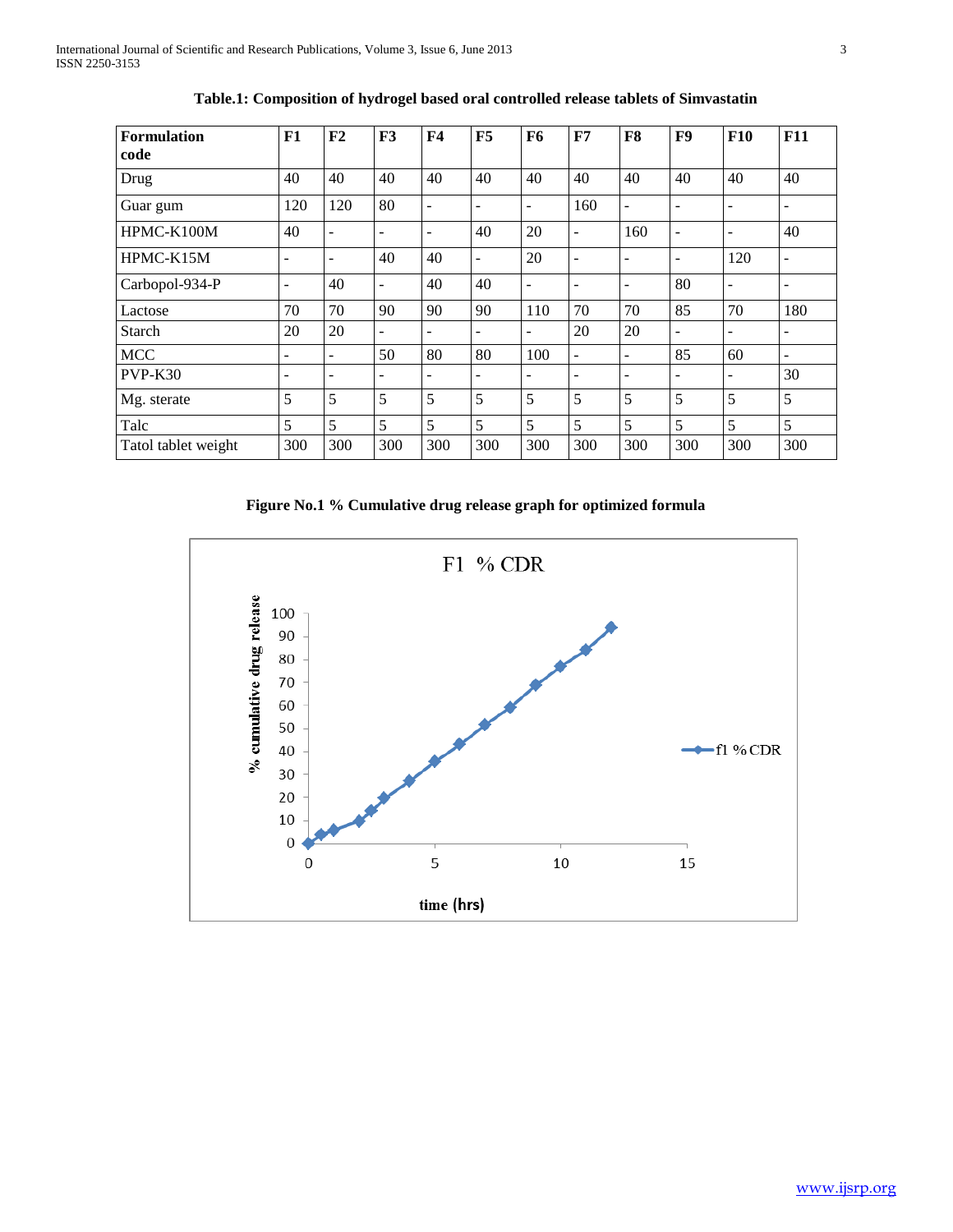**Table.1: Composition of hydrogel based oral controlled release tablets of Simvastatin**

| Formulation code | F1 | F2 | F3 | F4 | F5 | F6 | F7 | F8 | F9 | F10 | F11 |
|---|---|---|---|---|---|---|---|---|---|---|---|
| Drug | 40 | 40 | 40 | 40 | 40 | 40 | 40 | 40 | 40 | 40 | 40 |
| Guar gum | 120 | 120 | 80 | - | - | - | 160 | - | - | - | - |
| HPMC-K100M | 40 | - | - | - | 40 | 20 | - | 160 | - | - | 40 |
| HPMC-K15M | - | - | 40 | 40 | - | 20 | - | - | - | 120 | - |
| Carbopol-934-P | - | 40 | - | 40 | 40 | - | - | - | 80 | - | - |
| Lactose | 70 | 70 | 90 | 90 | 90 | 110 | 70 | 70 | 85 | 70 | 180 |
| Starch | 20 | 20 | - | - | - | - | 20 | 20 | - | - | - |
| MCC | - | - | 50 | 80 | 80 | 100 | - | - | 85 | 60 | - |
| PVP-K30 | - | - | - | - | - | - | - | - | - | - | 30 |
| Mg. sterate | 5 | 5 | 5 | 5 | 5 | 5 | 5 | 5 | 5 | 5 | 5 |
| Talc | 5 | 5 | 5 | 5 | 5 | 5 | 5 | 5 | 5 | 5 | 5 |
| Tatol tablet weight | 300 | 300 | 300 | 300 | 300 | 300 | 300 | 300 | 300 | 300 | 300 |

**Figure No.1 % Cumulative drug release graph for optimized formula**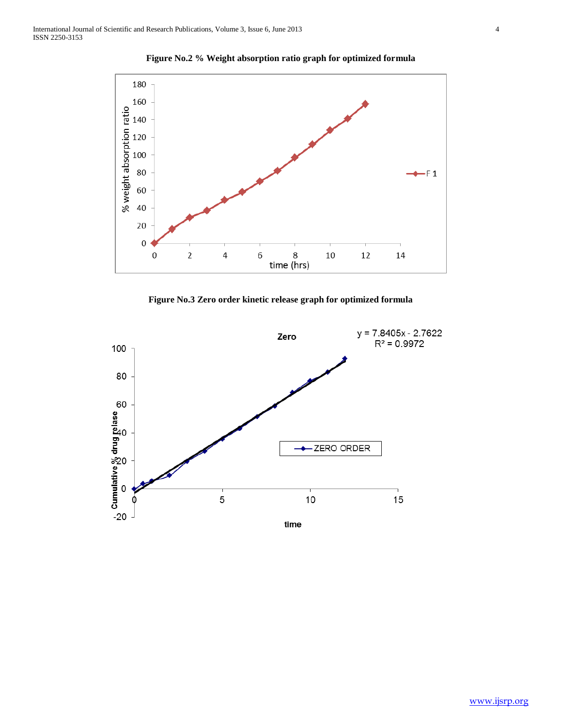**Figure No.2 % Weight absorption ratio graph for optimized formula**

**Figure No.3 Zero order kinetic release graph for optimized formula**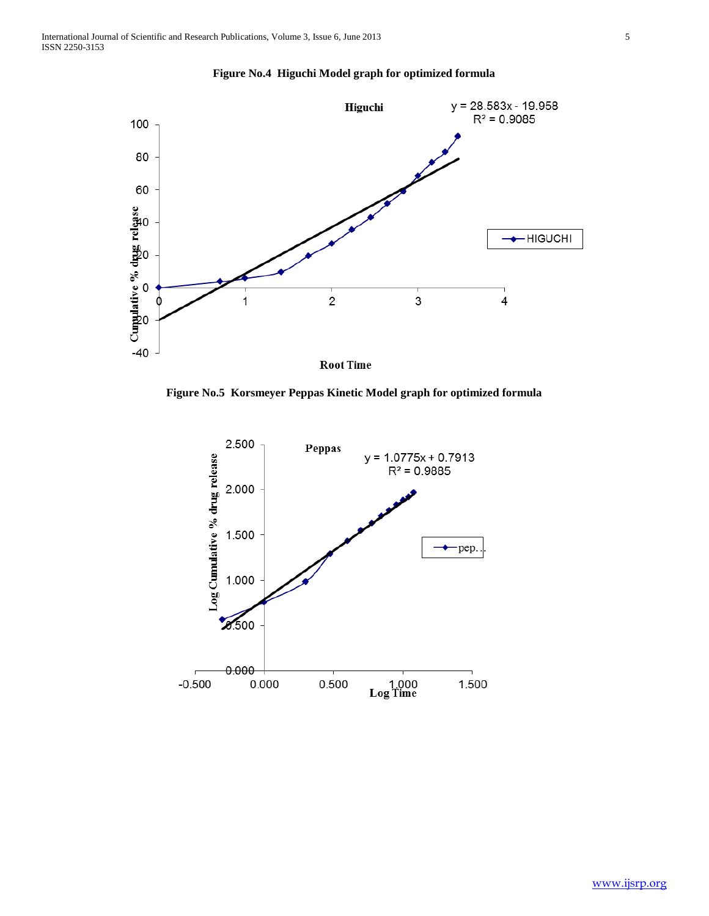**Figure No.4 Higuchi Model graph for optimized formula**

**Figure No.5 Korsmeyer Peppas Kinetic Model graph for optimized formula**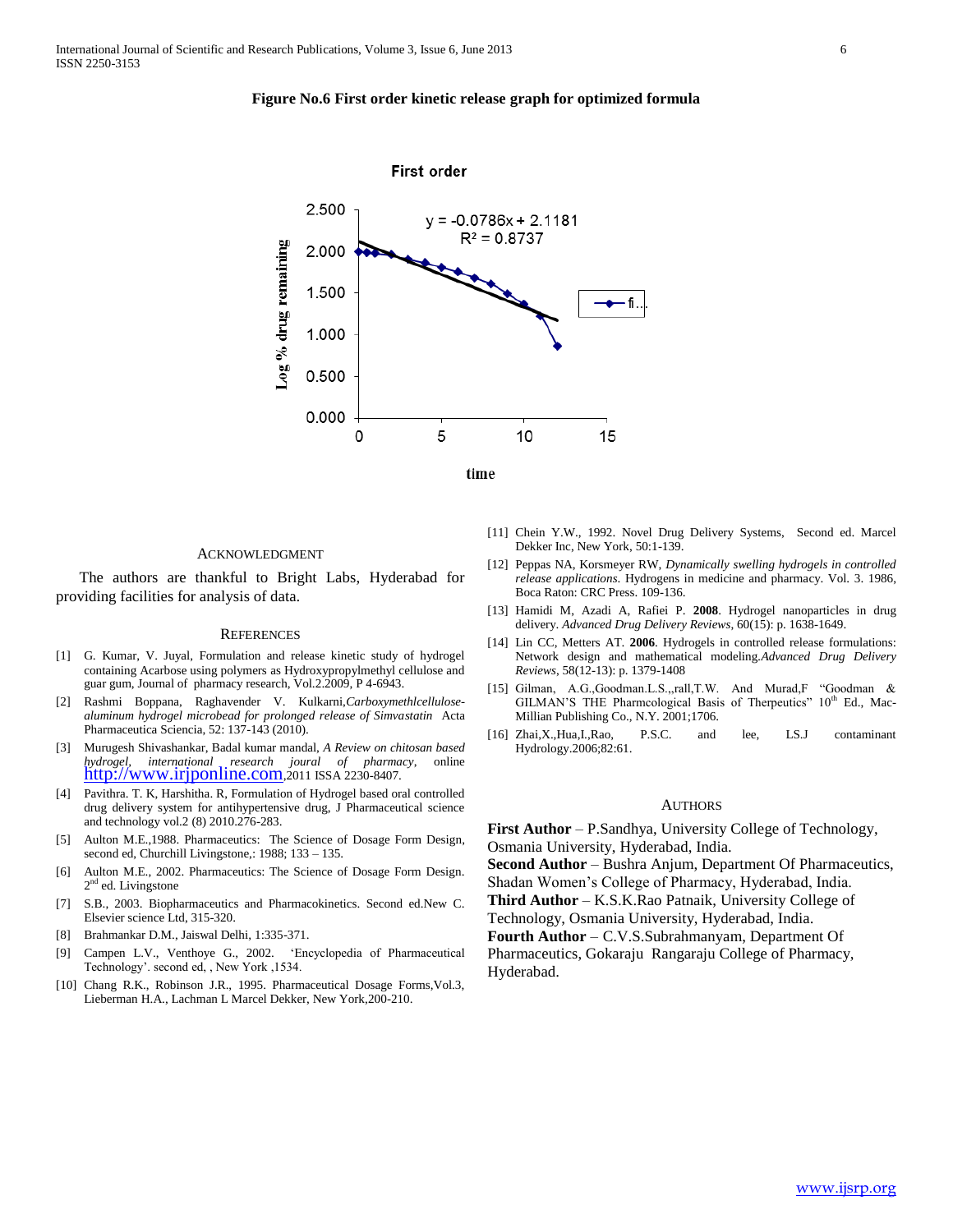**Figure No.6 First order kinetic release graph for optimized formula**

First order

y = -0.0786x + 2.1181
$R^2$ = 0.8737

Log % drug remaining

2.500
2.000
1.500
1.000
0.500
0.000

0
5
10
15

time

fi...

## ACKNOWLEDGMENT

The authors are thankful to Bright Labs, Hyderabad for providing facilities for analysis of data.

## REFERENCES

[1] G. Kumar, V. Juyal, Formulation and release kinetic study of hydrogel containing Acarbose using polymers as Hydroxypropylmethyl cellulose and guar gum, Journal of pharmacy research, Vol.2.2009, P 4-6943.

[2] Rashmi Boppana, Raghavender V. Kulkarni,*Carboxymethlcellulose-aluminum hydrogel microbead for prolonged release of Simvastatin* Acta Pharmaceutica Sciencia, 52: 137-143 (2010).

[3] Murugesh Shivashankar, Badal kumar mandal, *A Review on chitosan based hydrogel, international research joural of pharmacy,* online http://www.irjponline.com,2011 ISSA 2230-8407.

[4] Pavithra. T. K, Harshitha. R, Formulation of Hydrogel based oral controlled drug delivery system for antihypertensive drug, J Pharmaceutical science and technology vol.2 (8) 2010.276-283.

[5] Aulton M.E.,1988. Pharmaceutics: The Science of Dosage Form Design, second ed, Churchill Livingstone,: 1988; 133 – 135.

[6] Aulton M.E., 2002. Pharmaceutics: The Science of Dosage Form Design. 2nd ed. Livingstone

[7] S.B., 2003. Biopharmaceutics and Pharmacokinetics. Second ed.New C. Elsevier science Ltd, 315-320.

[8] Brahmankar D.M., Jaiswal Delhi, 1:335-371.

[9] Campen L.V., Venthoye G., 2002. 'Encyclopedia of Pharmaceutical Technology'. second ed, , New York ,1534.

[10] Chang R.K., Robinson J.R., 1995. Pharmaceutical Dosage Forms,Vol.3, Lieberman H.A., Lachman L Marcel Dekker, New York,200-210.

[11] Chein Y.W., 1992. Novel Drug Delivery Systems, Second ed. Marcel Dekker Inc, New York, 50:1-139.

[12] Peppas NA, Korsmeyer RW, *Dynamically swelling hydrogels in controlled release applications*. Hydrogens in medicine and pharmacy. Vol. 3. 1986, Boca Raton: CRC Press. 109-136.

[13] Hamidi M, Azadi A, Rafiei P. **2008**. Hydrogel nanoparticles in drug delivery. *Advanced Drug Delivery Reviews*, 60(15): p. 1638-1649.

[14] Lin CC, Metters AT. **2006**. Hydrogels in controlled release formulations: Network design and mathematical modeling.*Advanced Drug Delivery Reviews*, 58(12-13): p. 1379-1408

[15] Gilman, A.G.,Goodman.L.S.,,rall,T.W. And Murad,F "Goodman & GILMAN'S THE Pharmcological Basis of Therpeutics" 10th Ed., Mac-Millian Publishing Co., N.Y. 2001;1706.

[16] Zhai,X.,Hua,I.,Rao, P.S.C. and lee, LS.J contaminant Hydrology.2006;82:61.

## AUTHORS

**First Author** – P.Sandhya, University College of Technology, Osmania University, Hyderabad, India.
**Second Author** – Bushra Anjum, Department Of Pharmaceutics, Shadan Women's College of Pharmacy, Hyderabad, India.
**Third Author** – K.S.K.Rao Patnaik, University College of Technology, Osmania University, Hyderabad, India.
**Fourth Author** – C.V.S.Subrahmanyam, Department Of Pharmaceutics, Gokaraju Rangaraju College of Pharmacy, Hyderabad.